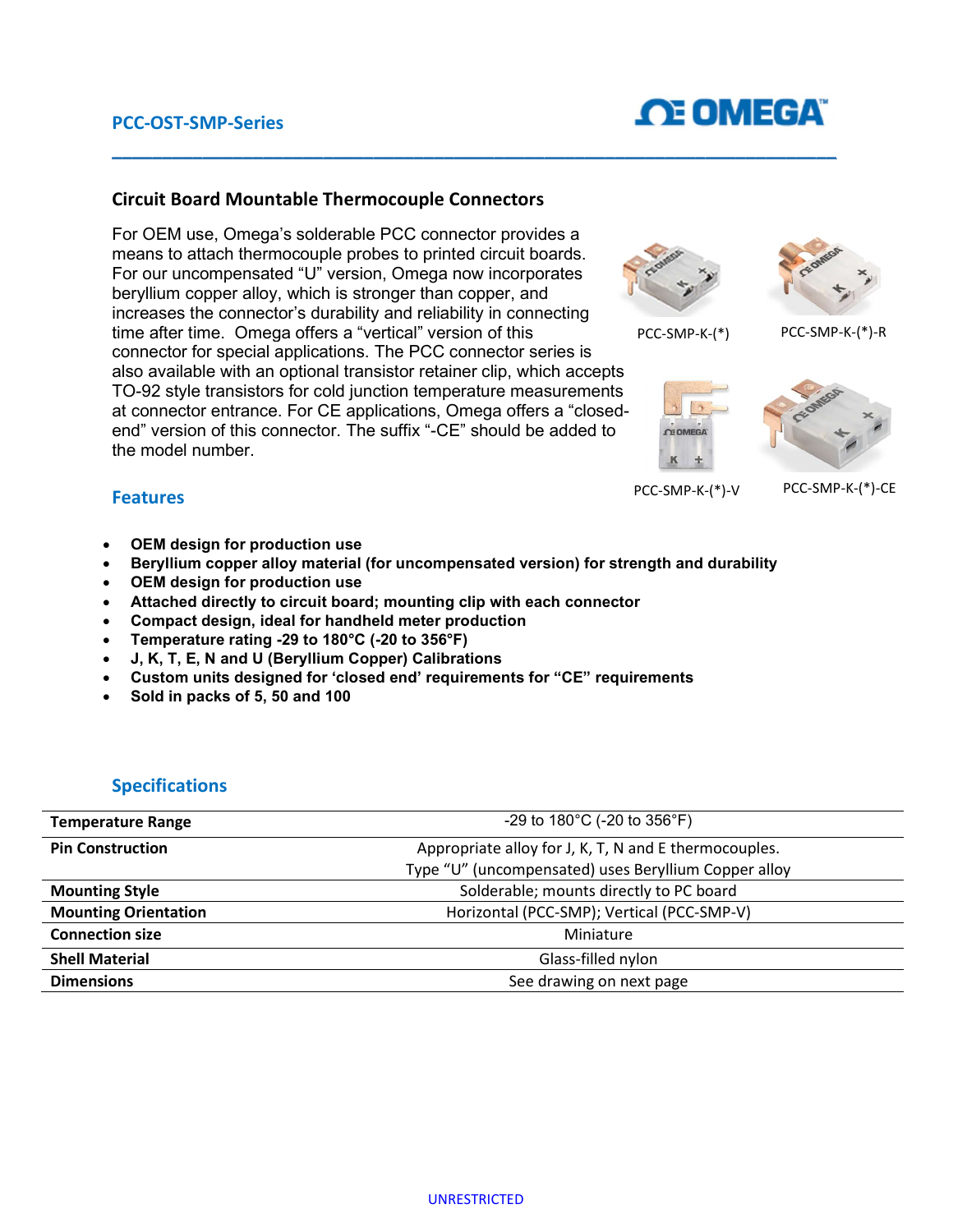PCC-OST-SMP-Series

## Circuit Board Mountable Thermocouple Connectors

For OEM use, Omega's solderable PCC connector provides a means to attach thermocouple probes to printed circuit boards. For our uncompensated "U" version, Omega now incorporates beryllium copper alloy, which is stronger than copper, and increases the connector's durability and reliability in connecting time after time. Omega offers a "vertical" version of this connector for special applications. The PCC connector series is also available with an optional transistor retainer clip, which accepts TO-92 style transistors for cold junction temperature measurements at connector entrance. For CE applications, Omega offers a "closed-end" version of this connector. The suffix "-CE" should be added to the model number.

PCC-SMP-K-(*)

PCC-SMP-K-(*)-R

PCC-SMP-K-(*)-V

PCC-SMP-K-(*)-CE

### Features

- **OEM design for production use**
- **Beryllium copper alloy material (for uncompensated version) for strength and durability**
- **OEM design for production use**
- **Attached directly to circuit board; mounting clip with each connector**
- **Compact design, ideal for handheld meter production**
- **Temperature rating -29 to 180°C (-20 to 356°F)**
- **J, K, T, E, N and U (Beryllium Copper) Calibrations**
- **Custom units designed for 'closed end' requirements for "CE" requirements**
- **Sold in packs of 5, 50 and 100**

### Specifications

| | |
|---|---|
| **Temperature Range** | -29 to 180°C (-20 to 356°F) |
| **Pin Construction** | Appropriate alloy for J, K, T, N and E thermocouples.<br>Type "U" (uncompensated) uses Beryllium Copper alloy |
| **Mounting Style** | Solderable; mounts directly to PC board |
| **Mounting Orientation** | Horizontal (PCC-SMP); Vertical (PCC-SMP-V) |
| **Connection size** | Miniature |
| **Shell Material** | Glass-filled nylon |
| **Dimensions** | See drawing on next page |

UNRESTRICTED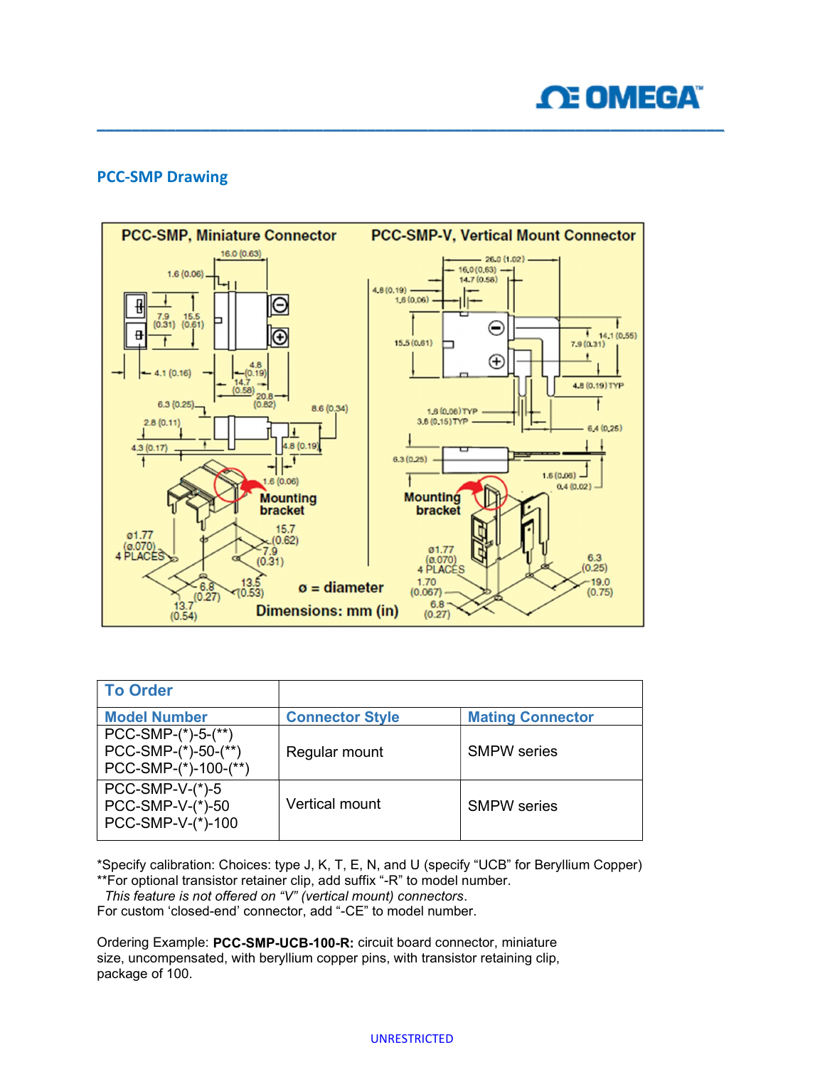## PCC-SMP Drawing

PCC-SMP, Miniature Connector

PCC-SMP-V, Vertical Mount Connector

16.0 (0.63)
1.6 (0.06)
7.9 (0.31)
15.5 (0.61)
4.1 (0.16)
4.8 (0.19)
14.7 (0.58)
20.8 (0.82)
6.3 (0.25)
2.8 (0.11)
8.6 (0.34)
4.3 (0.17)
4.8 (0.19)
1.6 (0.06)
Mounting bracket
ø1.77 (ø.070) 4 PLACES
15.7 (0.62)
7.9 (0.31)
6.8 (0.27)
13.5 (0.53)
13.7 (0.54)
ø = diameter
Dimensions: mm (in)

26.0 (1.02)
16.0 (0.63)
14.7 (0.58)
4.8 (0.19)
1.6 (0.06)
15.5 (0.61)
14.1 (0.55)
7.9 (0.31)
4.8 (0.19) TYP
1.6 (0.06) TYP
3.8 (0.15) TYP
6.4 (0.25)
6.3 (0.25)
1.6 (0.06)
0.4 (0.02)
Mounting bracket
ø1.77 (ø.070) 4 PLACES
1.70 (0.067)
6.8 (0.27)
6.3 (0.25)
19.0 (0.75)

| To Order | | |
|---|---|---|
| **Model Number** | **Connector Style** | **Mating Connector** |
| PCC-SMP-(*)-5-(**)<br>PCC-SMP-(*)-50-(**)<br>PCC-SMP-(*)-100-(**) | Regular mount | SMPW series |
| PCC-SMP-V-(*)-5<br>PCC-SMP-V-(*)-50<br>PCC-SMP-V-(*)-100 | Vertical mount | SMPW series |

*Specify calibration: Choices: type J, K, T, E, N, and U (specify "UCB" for Beryllium Copper)
**For optional transistor retainer clip, add suffix "-R" to model number.
*This feature is not offered on "V" (vertical mount) connectors*.
For custom 'closed-end' connector, add "-CE" to model number.

Ordering Example: **PCC-SMP-UCB-100-R:** circuit board connector, miniature size, uncompensated, with beryllium copper pins, with transistor retaining clip, package of 100.